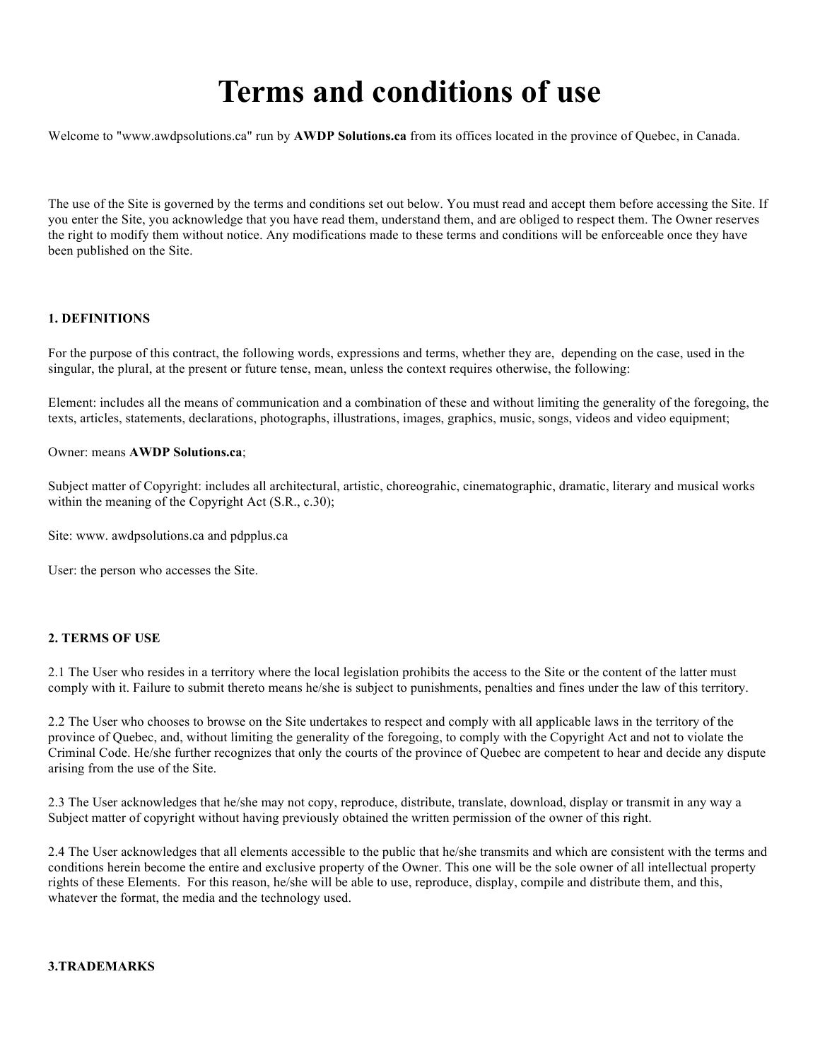# Terms and conditions of use

Welcome to "www.awdpsolutions.ca" run by **AWDP Solutions.ca** from its offices located in the province of Quebec, in Canada.

The use of the Site is governed by the terms and conditions set out below. You must read and accept them before accessing the Site. If you enter the Site, you acknowledge that you have read them, understand them, and are obliged to respect them. The Owner reserves the right to modify them without notice. Any modifications made to these terms and conditions will be enforceable once they have been published on the Site.

**1. DEFINITIONS**

For the purpose of this contract, the following words, expressions and terms, whether they are, depending on the case, used in the singular, the plural, at the present or future tense, mean, unless the context requires otherwise, the following:

Element: includes all the means of communication and a combination of these and without limiting the generality of the foregoing, the texts, articles, statements, declarations, photographs, illustrations, images, graphics, music, songs, videos and video equipment;

Owner: means **AWDP Solutions.ca**;

Subject matter of Copyright: includes all architectural, artistic, choreograhic, cinematographic, dramatic, literary and musical works within the meaning of the Copyright Act (S.R., c.30);

Site: www. awdpsolutions.ca and pdpplus.ca

User: the person who accesses the Site.

**2. TERMS OF USE**

2.1 The User who resides in a territory where the local legislation prohibits the access to the Site or the content of the latter must comply with it. Failure to submit thereto means he/she is subject to punishments, penalties and fines under the law of this territory.

2.2 The User who chooses to browse on the Site undertakes to respect and comply with all applicable laws in the territory of the province of Quebec, and, without limiting the generality of the foregoing, to comply with the Copyright Act and not to violate the Criminal Code. He/she further recognizes that only the courts of the province of Quebec are competent to hear and decide any dispute arising from the use of the Site.

2.3 The User acknowledges that he/she may not copy, reproduce, distribute, translate, download, display or transmit in any way a Subject matter of copyright without having previously obtained the written permission of the owner of this right.

2.4 The User acknowledges that all elements accessible to the public that he/she transmits and which are consistent with the terms and conditions herein become the entire and exclusive property of the Owner. This one will be the sole owner of all intellectual property rights of these Elements. For this reason, he/she will be able to use, reproduce, display, compile and distribute them, and this, whatever the format, the media and the technology used.

**3.TRADEMARKS**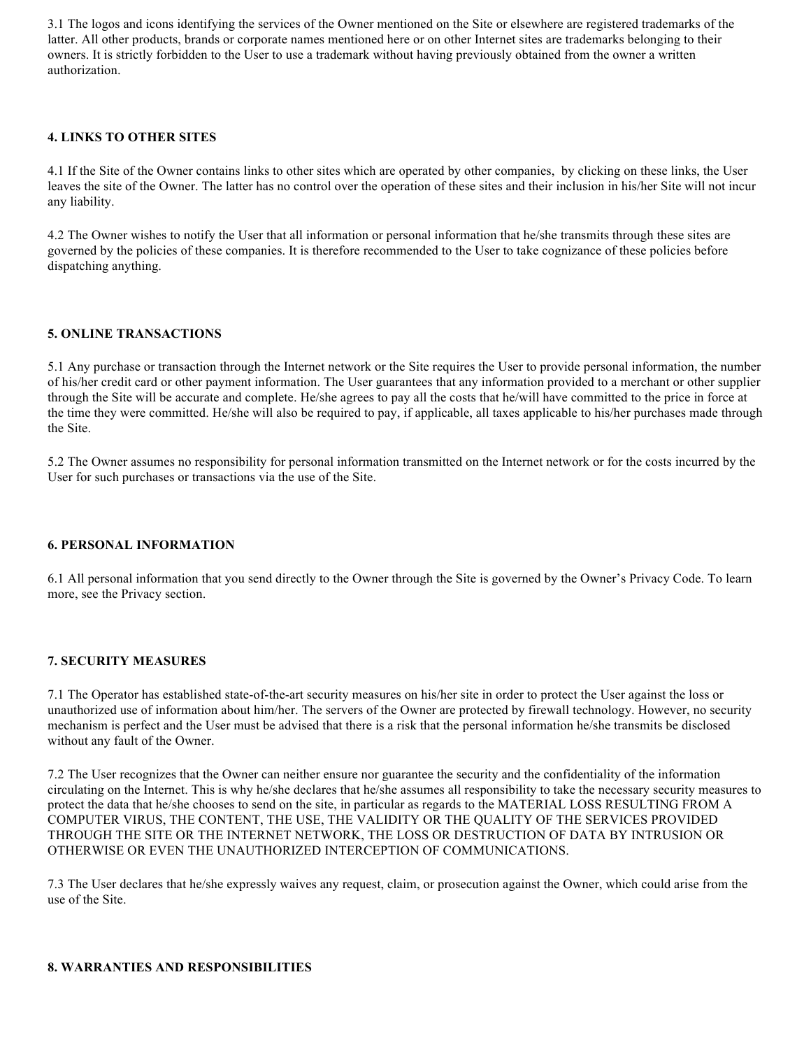3.1 The logos and icons identifying the services of the Owner mentioned on the Site or elsewhere are registered trademarks of the latter. All other products, brands or corporate names mentioned here or on other Internet sites are trademarks belonging to their owners. It is strictly forbidden to the User to use a trademark without having previously obtained from the owner a written authorization.

## 4. LINKS TO OTHER SITES

4.1 If the Site of the Owner contains links to other sites which are operated by other companies, by clicking on these links, the User leaves the site of the Owner. The latter has no control over the operation of these sites and their inclusion in his/her Site will not incur any liability.

4.2 The Owner wishes to notify the User that all information or personal information that he/she transmits through these sites are governed by the policies of these companies. It is therefore recommended to the User to take cognizance of these policies before dispatching anything.

## 5. ONLINE TRANSACTIONS

5.1 Any purchase or transaction through the Internet network or the Site requires the User to provide personal information, the number of his/her credit card or other payment information. The User guarantees that any information provided to a merchant or other supplier through the Site will be accurate and complete. He/she agrees to pay all the costs that he/will have committed to the price in force at the time they were committed. He/she will also be required to pay, if applicable, all taxes applicable to his/her purchases made through the Site.

5.2 The Owner assumes no responsibility for personal information transmitted on the Internet network or for the costs incurred by the User for such purchases or transactions via the use of the Site.

## 6. PERSONAL INFORMATION

6.1 All personal information that you send directly to the Owner through the Site is governed by the Owner's Privacy Code. To learn more, see the Privacy section.

## 7. SECURITY MEASURES

7.1 The Operator has established state-of-the-art security measures on his/her site in order to protect the User against the loss or unauthorized use of information about him/her. The servers of the Owner are protected by firewall technology. However, no security mechanism is perfect and the User must be advised that there is a risk that the personal information he/she transmits be disclosed without any fault of the Owner.

7.2 The User recognizes that the Owner can neither ensure nor guarantee the security and the confidentiality of the information circulating on the Internet. This is why he/she declares that he/she assumes all responsibility to take the necessary security measures to protect the data that he/she chooses to send on the site, in particular as regards to the MATERIAL LOSS RESULTING FROM A COMPUTER VIRUS, THE CONTENT, THE USE, THE VALIDITY OR THE QUALITY OF THE SERVICES PROVIDED THROUGH THE SITE OR THE INTERNET NETWORK, THE LOSS OR DESTRUCTION OF DATA BY INTRUSION OR OTHERWISE OR EVEN THE UNAUTHORIZED INTERCEPTION OF COMMUNICATIONS.

7.3 The User declares that he/she expressly waives any request, claim, or prosecution against the Owner, which could arise from the use of the Site.

## 8. WARRANTIES AND RESPONSIBILITIES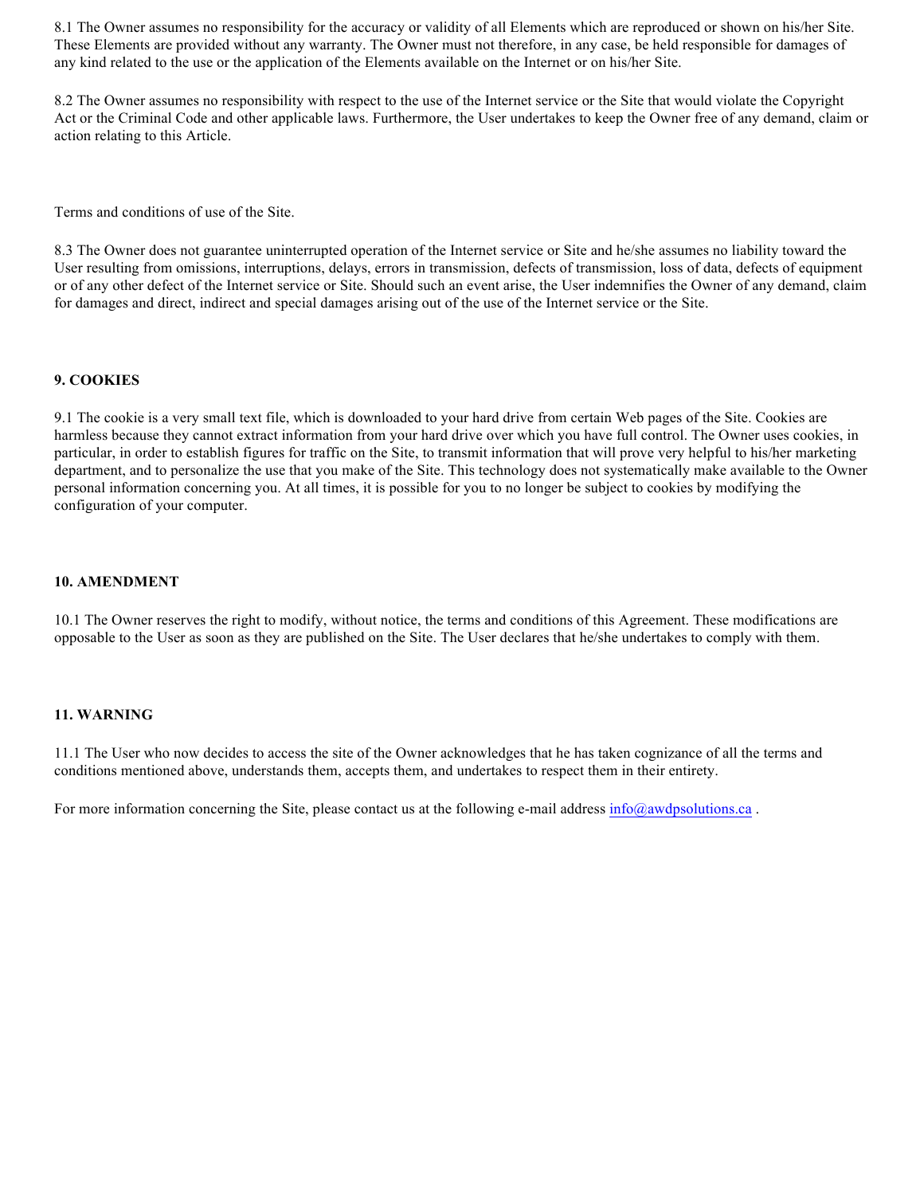8.1 The Owner assumes no responsibility for the accuracy or validity of all Elements which are reproduced or shown on his/her Site. These Elements are provided without any warranty. The Owner must not therefore, in any case, be held responsible for damages of any kind related to the use or the application of the Elements available on the Internet or on his/her Site.

8.2 The Owner assumes no responsibility with respect to the use of the Internet service or the Site that would violate the Copyright Act or the Criminal Code and other applicable laws. Furthermore, the User undertakes to keep the Owner free of any demand, claim or action relating to this Article.

Terms and conditions of use of the Site.

8.3 The Owner does not guarantee uninterrupted operation of the Internet service or Site and he/she assumes no liability toward the User resulting from omissions, interruptions, delays, errors in transmission, defects of transmission, loss of data, defects of equipment or of any other defect of the Internet service or Site. Should such an event arise, the User indemnifies the Owner of any demand, claim for damages and direct, indirect and special damages arising out of the use of the Internet service or the Site.

### 9. COOKIES

9.1 The cookie is a very small text file, which is downloaded to your hard drive from certain Web pages of the Site. Cookies are harmless because they cannot extract information from your hard drive over which you have full control. The Owner uses cookies, in particular, in order to establish figures for traffic on the Site, to transmit information that will prove very helpful to his/her marketing department, and to personalize the use that you make of the Site. This technology does not systematically make available to the Owner personal information concerning you. At all times, it is possible for you to no longer be subject to cookies by modifying the configuration of your computer.

### 10. AMENDMENT

10.1 The Owner reserves the right to modify, without notice, the terms and conditions of this Agreement. These modifications are opposable to the User as soon as they are published on the Site. The User declares that he/she undertakes to comply with them.

### 11. WARNING

11.1 The User who now decides to access the site of the Owner acknowledges that he has taken cognizance of all the terms and conditions mentioned above, understands them, accepts them, and undertakes to respect them in their entirety.

For more information concerning the Site, please contact us at the following e-mail address info@awdpsolutions.ca .